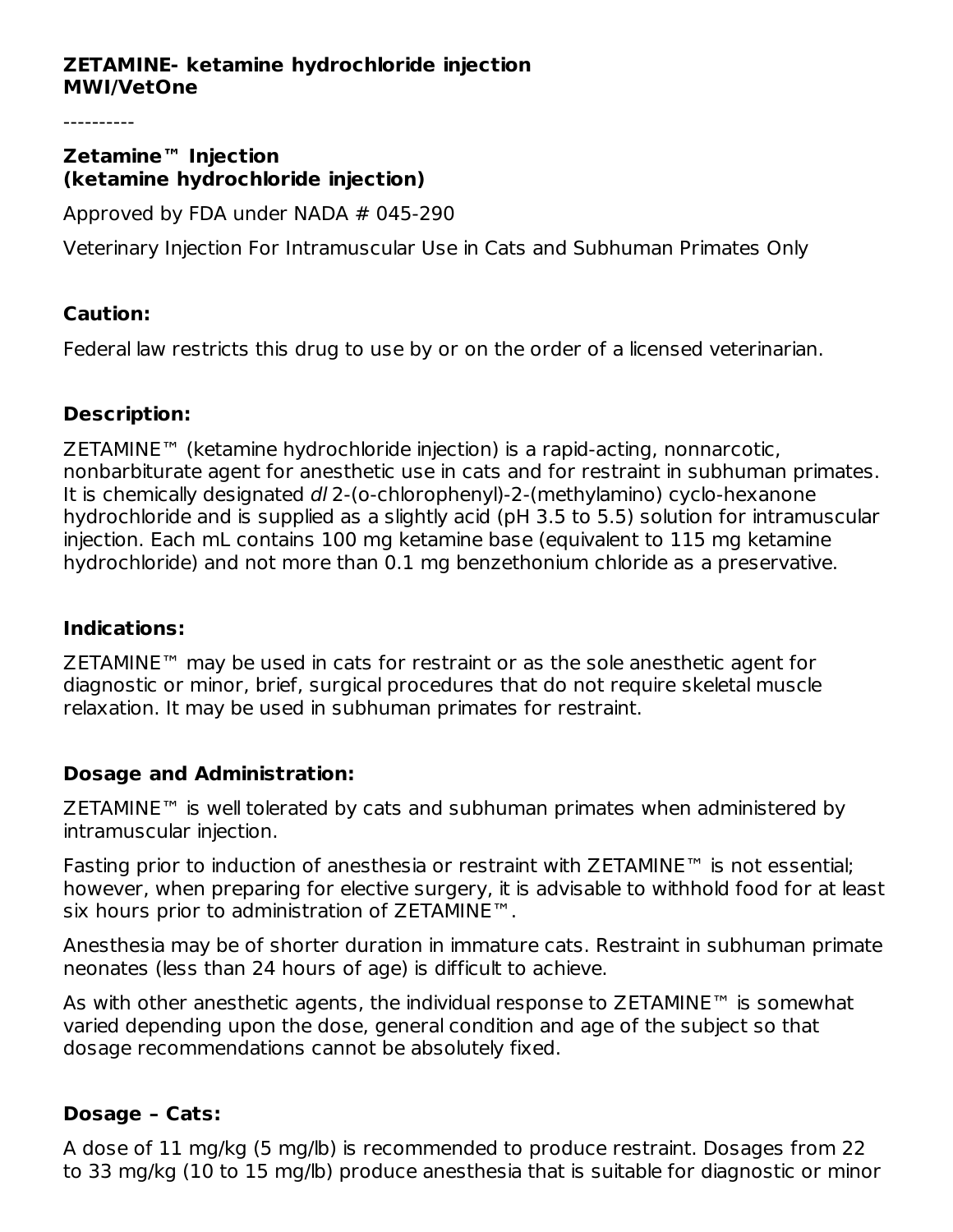**ZETAMINE- ketamine hydrochloride injection**
**MWI/VetOne**

----------

## Zetamine™ Injection
## (ketamine hydrochloride injection)

Approved by FDA under NADA # 045-290

Veterinary Injection For Intramuscular Use in Cats and Subhuman Primates Only

### Caution:

Federal law restricts this drug to use by or on the order of a licensed veterinarian.

### Description:

ZETAMINE™ (ketamine hydrochloride injection) is a rapid-acting, nonnarcotic, nonbarbiturate agent for anesthetic use in cats and for restraint in subhuman primates. It is chemically designated *dl* 2-(o-chlorophenyl)-2-(methylamino) cyclo-hexanone hydrochloride and is supplied as a slightly acid (pH 3.5 to 5.5) solution for intramuscular injection. Each mL contains 100 mg ketamine base (equivalent to 115 mg ketamine hydrochloride) and not more than 0.1 mg benzethonium chloride as a preservative.

### Indications:

ZETAMINE™ may be used in cats for restraint or as the sole anesthetic agent for diagnostic or minor, brief, surgical procedures that do not require skeletal muscle relaxation. It may be used in subhuman primates for restraint.

### Dosage and Administration:

ZETAMINE™ is well tolerated by cats and subhuman primates when administered by intramuscular injection.

Fasting prior to induction of anesthesia or restraint with ZETAMINE™ is not essential; however, when preparing for elective surgery, it is advisable to withhold food for at least six hours prior to administration of ZETAMINE™.

Anesthesia may be of shorter duration in immature cats. Restraint in subhuman primate neonates (less than 24 hours of age) is difficult to achieve.

As with other anesthetic agents, the individual response to ZETAMINE™ is somewhat varied depending upon the dose, general condition and age of the subject so that dosage recommendations cannot be absolutely fixed.

### Dosage – Cats:

A dose of 11 mg/kg (5 mg/lb) is recommended to produce restraint. Dosages from 22 to 33 mg/kg (10 to 15 mg/lb) produce anesthesia that is suitable for diagnostic or minor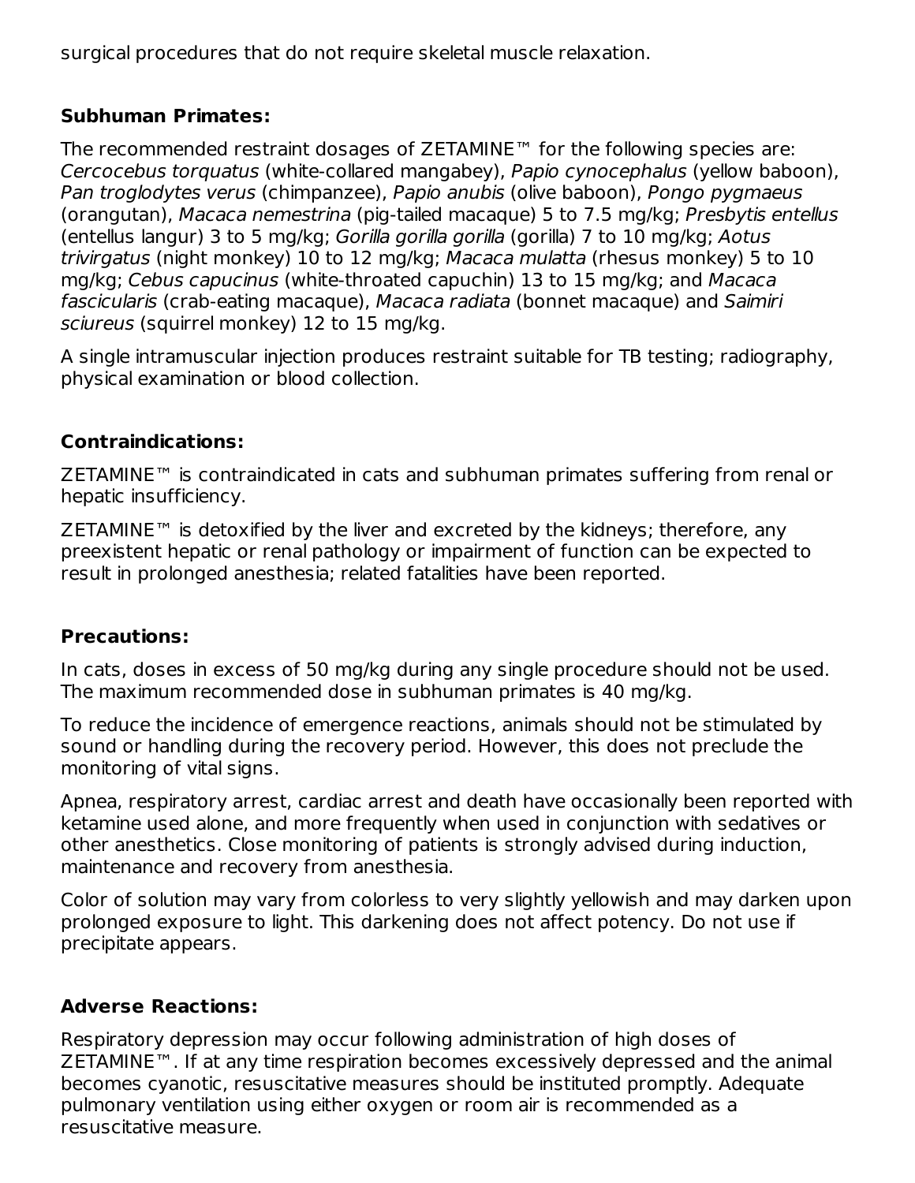surgical procedures that do not require skeletal muscle relaxation.

**Subhuman Primates:**

The recommended restraint dosages of ZETAMINE™ for the following species are: *Cercocebus torquatus* (white-collared mangabey), *Papio cynocephalus* (yellow baboon), *Pan troglodytes verus* (chimpanzee), *Papio anubis* (olive baboon), *Pongo pygmaeus* (orangutan), *Macaca nemestrina* (pig-tailed macaque) 5 to 7.5 mg/kg; *Presbytis entellus* (entellus langur) 3 to 5 mg/kg; *Gorilla gorilla gorilla* (gorilla) 7 to 10 mg/kg; *Aotus trivirgatus* (night monkey) 10 to 12 mg/kg; *Macaca mulatta* (rhesus monkey) 5 to 10 mg/kg; *Cebus capucinus* (white-throated capuchin) 13 to 15 mg/kg; and *Macaca fascicularis* (crab-eating macaque), *Macaca radiata* (bonnet macaque) and *Saimiri sciureus* (squirrel monkey) 12 to 15 mg/kg.

A single intramuscular injection produces restraint suitable for TB testing; radiography, physical examination or blood collection.

**Contraindications:**

ZETAMINE™ is contraindicated in cats and subhuman primates suffering from renal or hepatic insufficiency.

ZETAMINE™ is detoxified by the liver and excreted by the kidneys; therefore, any preexistent hepatic or renal pathology or impairment of function can be expected to result in prolonged anesthesia; related fatalities have been reported.

**Precautions:**

In cats, doses in excess of 50 mg/kg during any single procedure should not be used. The maximum recommended dose in subhuman primates is 40 mg/kg.

To reduce the incidence of emergence reactions, animals should not be stimulated by sound or handling during the recovery period. However, this does not preclude the monitoring of vital signs.

Apnea, respiratory arrest, cardiac arrest and death have occasionally been reported with ketamine used alone, and more frequently when used in conjunction with sedatives or other anesthetics. Close monitoring of patients is strongly advised during induction, maintenance and recovery from anesthesia.

Color of solution may vary from colorless to very slightly yellowish and may darken upon prolonged exposure to light. This darkening does not affect potency. Do not use if precipitate appears.

**Adverse Reactions:**

Respiratory depression may occur following administration of high doses of ZETAMINE™. If at any time respiration becomes excessively depressed and the animal becomes cyanotic, resuscitative measures should be instituted promptly. Adequate pulmonary ventilation using either oxygen or room air is recommended as a resuscitative measure.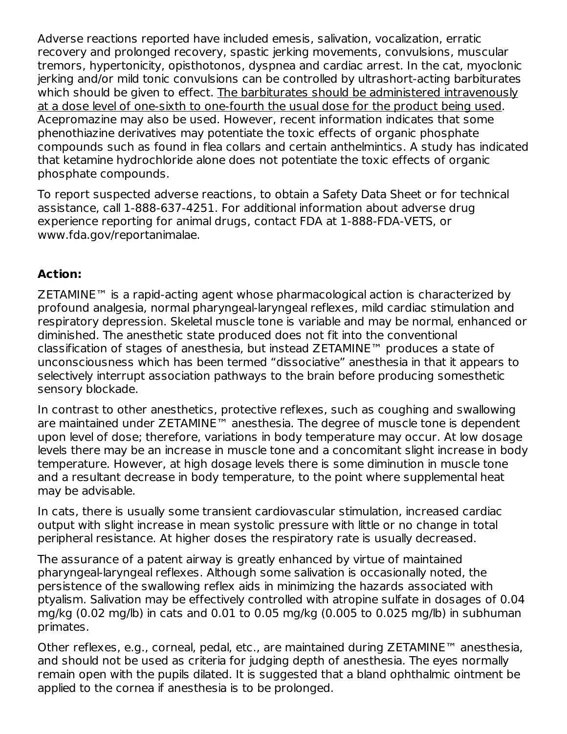Adverse reactions reported have included emesis, salivation, vocalization, erratic recovery and prolonged recovery, spastic jerking movements, convulsions, muscular tremors, hypertonicity, opisthotonos, dyspnea and cardiac arrest. In the cat, myoclonic jerking and/or mild tonic convulsions can be controlled by ultrashort-acting barbiturates which should be given to effect. <u>The barbiturates should be administered intravenously at a dose level of one-sixth to one-fourth the usual dose for the product being used</u>. Acepromazine may also be used. However, recent information indicates that some phenothiazine derivatives may potentiate the toxic effects of organic phosphate compounds such as found in flea collars and certain anthelmintics. A study has indicated that ketamine hydrochloride alone does not potentiate the toxic effects of organic phosphate compounds.

To report suspected adverse reactions, to obtain a Safety Data Sheet or for technical assistance, call 1-888-637-4251. For additional information about adverse drug experience reporting for animal drugs, contact FDA at 1-888-FDA-VETS, or www.fda.gov/reportanimalae.

**Action:**

ZETAMINE™ is a rapid-acting agent whose pharmacological action is characterized by profound analgesia, normal pharyngeal-laryngeal reflexes, mild cardiac stimulation and respiratory depression. Skeletal muscle tone is variable and may be normal, enhanced or diminished. The anesthetic state produced does not fit into the conventional classification of stages of anesthesia, but instead ZETAMINE™ produces a state of unconsciousness which has been termed "dissociative" anesthesia in that it appears to selectively interrupt association pathways to the brain before producing somesthetic sensory blockade.

In contrast to other anesthetics, protective reflexes, such as coughing and swallowing are maintained under ZETAMINE™ anesthesia. The degree of muscle tone is dependent upon level of dose; therefore, variations in body temperature may occur. At low dosage levels there may be an increase in muscle tone and a concomitant slight increase in body temperature. However, at high dosage levels there is some diminution in muscle tone and a resultant decrease in body temperature, to the point where supplemental heat may be advisable.

In cats, there is usually some transient cardiovascular stimulation, increased cardiac output with slight increase in mean systolic pressure with little or no change in total peripheral resistance. At higher doses the respiratory rate is usually decreased.

The assurance of a patent airway is greatly enhanced by virtue of maintained pharyngeal-laryngeal reflexes. Although some salivation is occasionally noted, the persistence of the swallowing reflex aids in minimizing the hazards associated with ptyalism. Salivation may be effectively controlled with atropine sulfate in dosages of 0.04 mg/kg (0.02 mg/lb) in cats and 0.01 to 0.05 mg/kg (0.005 to 0.025 mg/lb) in subhuman primates.

Other reflexes, e.g., corneal, pedal, etc., are maintained during ZETAMINE™ anesthesia, and should not be used as criteria for judging depth of anesthesia. The eyes normally remain open with the pupils dilated. It is suggested that a bland ophthalmic ointment be applied to the cornea if anesthesia is to be prolonged.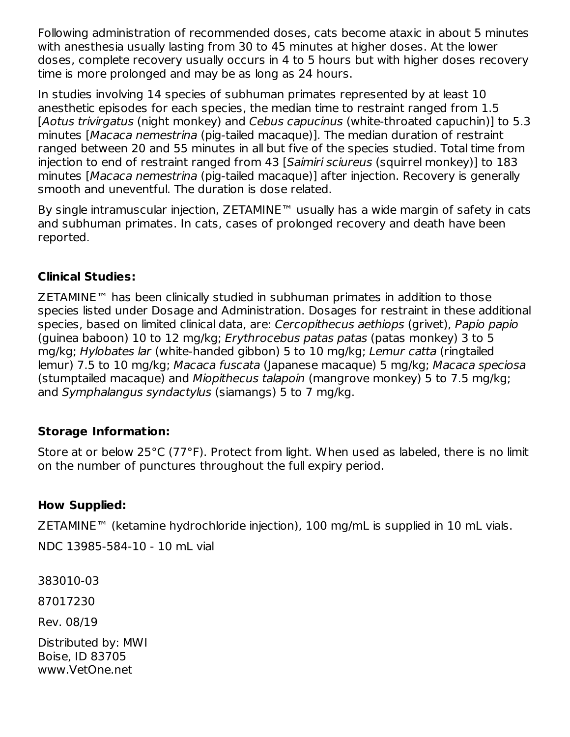Following administration of recommended doses, cats become ataxic in about 5 minutes with anesthesia usually lasting from 30 to 45 minutes at higher doses. At the lower doses, complete recovery usually occurs in 4 to 5 hours but with higher doses recovery time is more prolonged and may be as long as 24 hours.

In studies involving 14 species of subhuman primates represented by at least 10 anesthetic episodes for each species, the median time to restraint ranged from 1.5 [*Aotus trivirgatus* (night monkey) and *Cebus capucinus* (white-throated capuchin)] to 5.3 minutes [*Macaca nemestrina* (pig-tailed macaque)]. The median duration of restraint ranged between 20 and 55 minutes in all but five of the species studied. Total time from injection to end of restraint ranged from 43 [*Saimiri sciureus* (squirrel monkey)] to 183 minutes [*Macaca nemestrina* (pig-tailed macaque)] after injection. Recovery is generally smooth and uneventful. The duration is dose related.

By single intramuscular injection, ZETAMINE™ usually has a wide margin of safety in cats and subhuman primates. In cats, cases of prolonged recovery and death have been reported.

**Clinical Studies:**

ZETAMINE™ has been clinically studied in subhuman primates in addition to those species listed under Dosage and Administration. Dosages for restraint in these additional species, based on limited clinical data, are: *Cercopithecus aethiops* (grivet), *Papio papio* (guinea baboon) 10 to 12 mg/kg; *Erythrocebus patas patas* (patas monkey) 3 to 5 mg/kg; *Hylobates lar* (white-handed gibbon) 5 to 10 mg/kg; *Lemur catta* (ringtailed lemur) 7.5 to 10 mg/kg; *Macaca fuscata* (Japanese macaque) 5 mg/kg; *Macaca speciosa* (stumptailed macaque) and *Miopithecus talapoin* (mangrove monkey) 5 to 7.5 mg/kg; and *Symphalangus syndactylus* (siamangs) 5 to 7 mg/kg.

**Storage Information:**

Store at or below 25°C (77°F). Protect from light. When used as labeled, there is no limit on the number of punctures throughout the full expiry period.

**How Supplied:**

ZETAMINE™ (ketamine hydrochloride injection), 100 mg/mL is supplied in 10 mL vials.

NDC 13985-584-10 - 10 mL vial

383010-03

87017230

Rev. 08/19

Distributed by: MWI
Boise, ID 83705
www.VetOne.net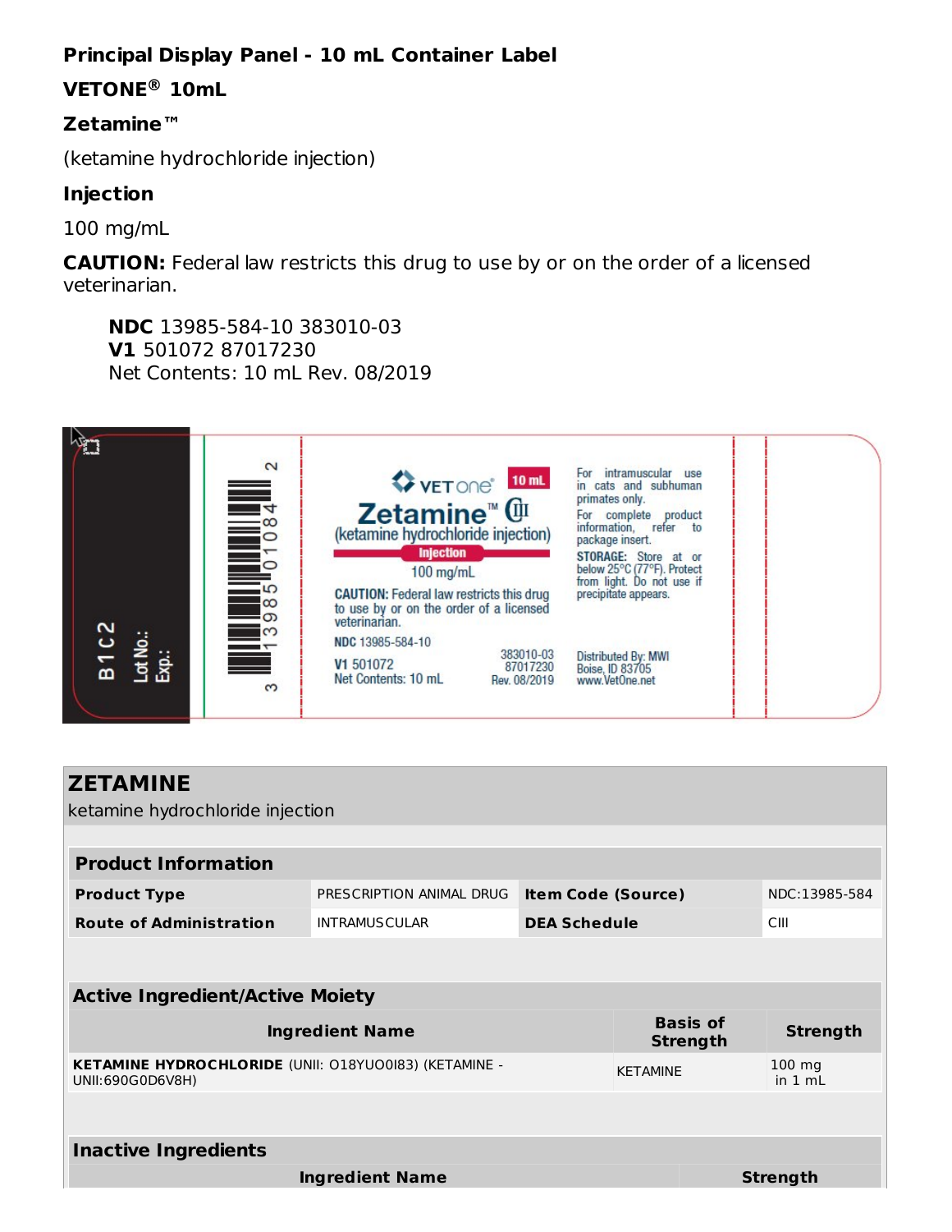**Principal Display Panel - 10 mL Container Label**

**VETONE® 10mL**

**Zetamine™**

(ketamine hydrochloride injection)

**Injection**

100 mg/mL

**CAUTION:** Federal law restricts this drug to use by or on the order of a licensed veterinarian.

**NDC** 13985-584-10 383010-03
**V1** 501072 87017230
Net Contents: 10 mL Rev. 08/2019

B1C2
Lot No.:
Exp.:

3 13985 01084 2

VETone® 10 mL

Zetamine™ CIII

(ketamine hydrochloride injection)

Injection

100 mg/mL

CAUTION: Federal law restricts this drug to use by or on the order of a licensed veterinarian.

NDC 13985-584-10

V1 501072
Net Contents: 10 mL

383010-03
87017230
Rev. 08/2019

For intramuscular use in cats and subhuman primates only.

For complete product information, refer to package insert.

STORAGE: Store at or below 25°C (77°F). Protect from light. Do not use if precipitate appears.

Distributed By: MWI
Boise, ID 83705
www.VetOne.net

## ZETAMINE

ketamine hydrochloride injection

| Product Information | | | |
|---|---|---|---|
| **Product Type** | PRESCRIPTION ANIMAL DRUG | **Item Code (Source)** | NDC:13985-584 |
| **Route of Administration** | INTRAMUSCULAR | **DEA Schedule** | CIII |

| Active Ingredient/Active Moiety | | |
|---|---|---|
| **Ingredient Name** | **Basis of Strength** | **Strength** |
| **KETAMINE HYDROCHLORIDE** (UNII: O18YUO0I83) (KETAMINE - UNII:690G0D6V8H) | KETAMINE | 100 mg in 1 mL |

| Inactive Ingredients | |
|---|---|
| **Ingredient Name** | **Strength** |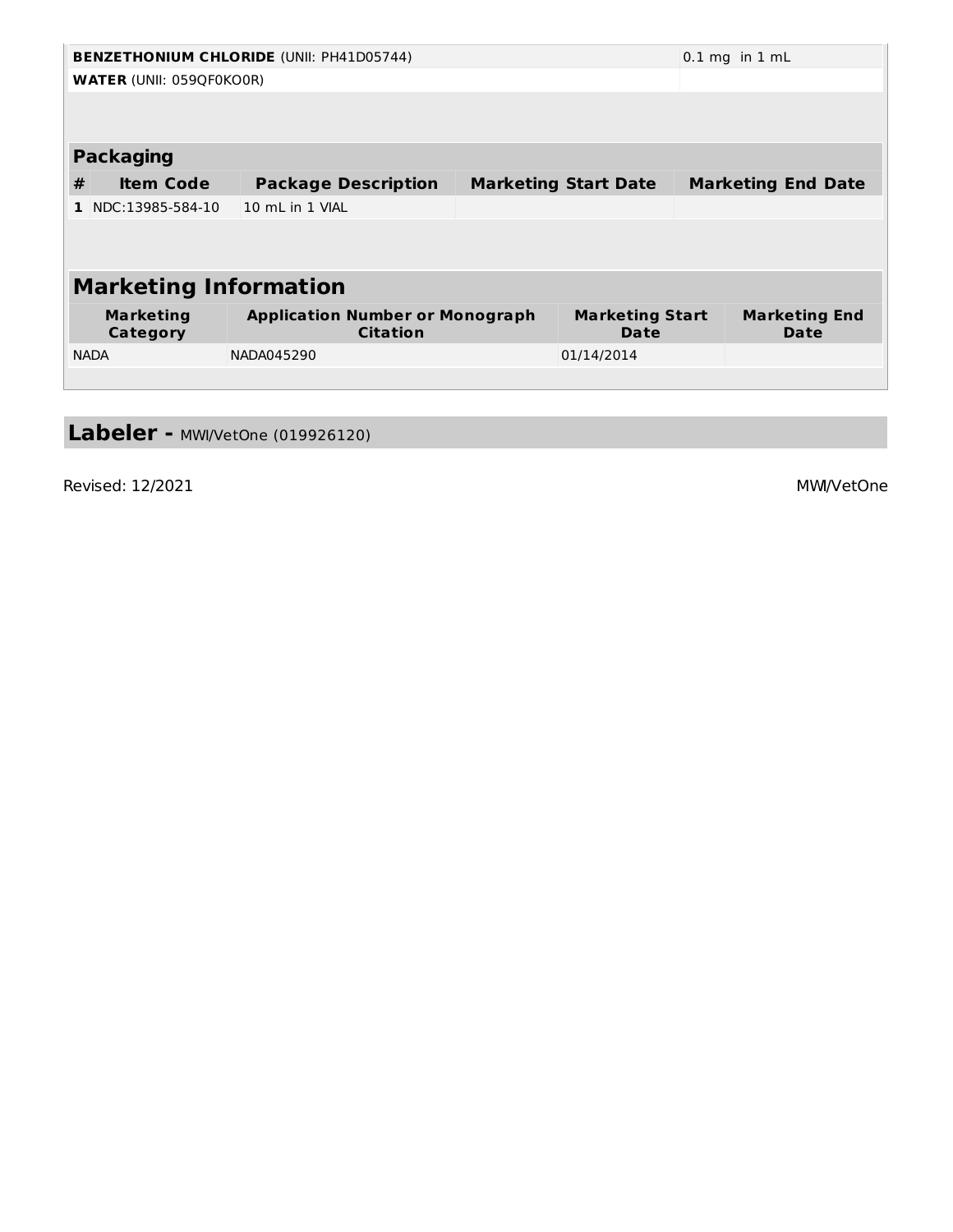| | |
|---|---|
| **BENZETHONIUM CHLORIDE** (UNII: PH41D05744) | 0.1 mg in 1 mL |
| **WATER** (UNII: 059QF0KO0R) | |

### Packaging

| # | Item Code | Package Description | Marketing Start Date | Marketing End Date |
|---|---|---|---|---|
| 1 | NDC:13985-584-10 | 10 mL in 1 VIAL | | |

### Marketing Information

| Marketing Category | Application Number or Monograph Citation | Marketing Start Date | Marketing End Date |
|---|---|---|---|
| NADA | NADA045290 | 01/14/2014 | |

## Labeler - MWI/VetOne (019926120)

Revised: 12/2021

MWI/VetOne